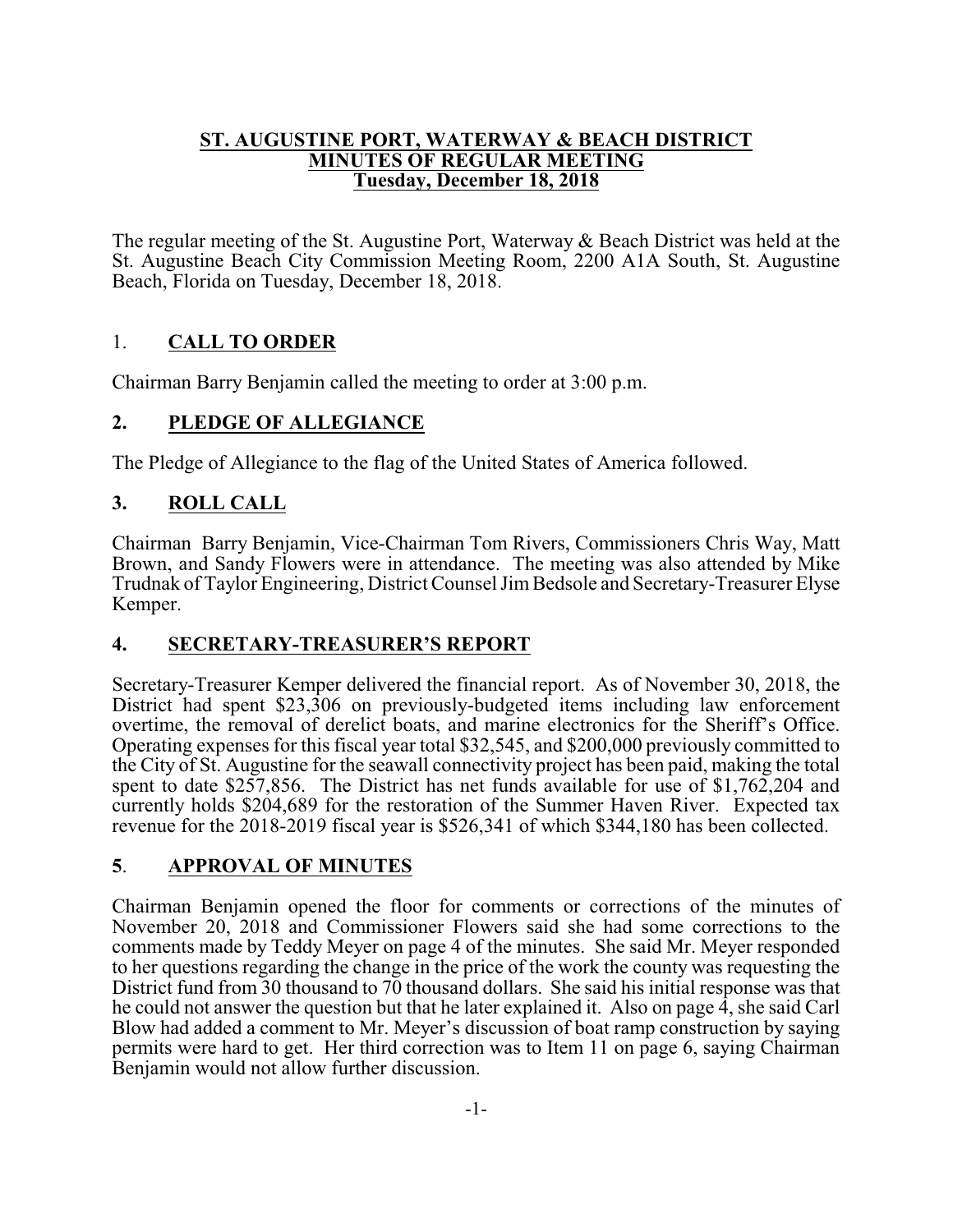**ST. AUGUSTINE PORT, WATERWAY & BEACH DISTRICT**
**MINUTES OF REGULAR MEETING**
**Tuesday, December 18, 2018**

The regular meeting of the St. Augustine Port, Waterway & Beach District was held at the St. Augustine Beach City Commission Meeting Room, 2200 A1A South, St. Augustine Beach, Florida on Tuesday, December 18, 2018.

## 1. CALL TO ORDER

Chairman Barry Benjamin called the meeting to order at 3:00 p.m.

## 2. PLEDGE OF ALLEGIANCE

The Pledge of Allegiance to the flag of the United States of America followed.

## 3. ROLL CALL

Chairman Barry Benjamin, Vice-Chairman Tom Rivers, Commissioners Chris Way, Matt Brown, and Sandy Flowers were in attendance. The meeting was also attended by Mike Trudnak of Taylor Engineering, District Counsel Jim Bedsole and Secretary-Treasurer Elyse Kemper.

## 4. SECRETARY-TREASURER'S REPORT

Secretary-Treasurer Kemper delivered the financial report. As of November 30, 2018, the District had spent $23,306 on previously-budgeted items including law enforcement overtime, the removal of derelict boats, and marine electronics for the Sheriff's Office. Operating expenses for this fiscal year total $32,545, and $200,000 previously committed to the City of St. Augustine for the seawall connectivity project has been paid, making the total spent to date $257,856. The District has net funds available for use of $1,762,204 and currently holds $204,689 for the restoration of the Summer Haven River. Expected tax revenue for the 2018-2019 fiscal year is $526,341 of which $344,180 has been collected.

## 5. APPROVAL OF MINUTES

Chairman Benjamin opened the floor for comments or corrections of the minutes of November 20, 2018 and Commissioner Flowers said she had some corrections to the comments made by Teddy Meyer on page 4 of the minutes. She said Mr. Meyer responded to her questions regarding the change in the price of the work the county was requesting the District fund from 30 thousand to 70 thousand dollars. She said his initial response was that he could not answer the question but that he later explained it. Also on page 4, she said Carl Blow had added a comment to Mr. Meyer's discussion of boat ramp construction by saying permits were hard to get. Her third correction was to Item 11 on page 6, saying Chairman Benjamin would not allow further discussion.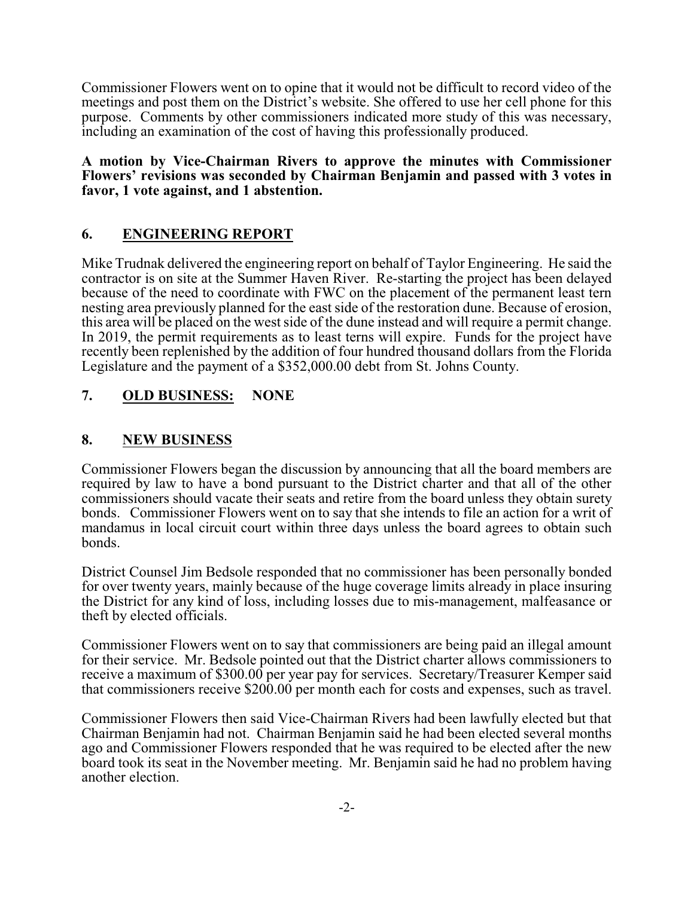Commissioner Flowers went on to opine that it would not be difficult to record video of the meetings and post them on the District's website. She offered to use her cell phone for this purpose. Comments by other commissioners indicated more study of this was necessary, including an examination of the cost of having this professionally produced.

**A motion by Vice-Chairman Rivers to approve the minutes with Commissioner Flowers' revisions was seconded by Chairman Benjamin and passed with 3 votes in favor, 1 vote against, and 1 abstention.**

## 6. ENGINEERING REPORT

Mike Trudnak delivered the engineering report on behalf of Taylor Engineering. He said the contractor is on site at the Summer Haven River. Re-starting the project has been delayed because of the need to coordinate with FWC on the placement of the permanent least tern nesting area previously planned for the east side of the restoration dune. Because of erosion, this area will be placed on the west side of the dune instead and will require a permit change. In 2019, the permit requirements as to least terns will expire. Funds for the project have recently been replenished by the addition of four hundred thousand dollars from the Florida Legislature and the payment of a $352,000.00 debt from St. Johns County.

## 7. OLD BUSINESS: NONE

## 8. NEW BUSINESS

Commissioner Flowers began the discussion by announcing that all the board members are required by law to have a bond pursuant to the District charter and that all of the other commissioners should vacate their seats and retire from the board unless they obtain surety bonds. Commissioner Flowers went on to say that she intends to file an action for a writ of mandamus in local circuit court within three days unless the board agrees to obtain such bonds.

District Counsel Jim Bedsole responded that no commissioner has been personally bonded for over twenty years, mainly because of the huge coverage limits already in place insuring the District for any kind of loss, including losses due to mis-management, malfeasance or theft by elected officials.

Commissioner Flowers went on to say that commissioners are being paid an illegal amount for their service. Mr. Bedsole pointed out that the District charter allows commissioners to receive a maximum of $300.00 per year pay for services. Secretary/Treasurer Kemper said that commissioners receive $200.00 per month each for costs and expenses, such as travel.

Commissioner Flowers then said Vice-Chairman Rivers had been lawfully elected but that Chairman Benjamin had not. Chairman Benjamin said he had been elected several months ago and Commissioner Flowers responded that he was required to be elected after the new board took its seat in the November meeting. Mr. Benjamin said he had no problem having another election.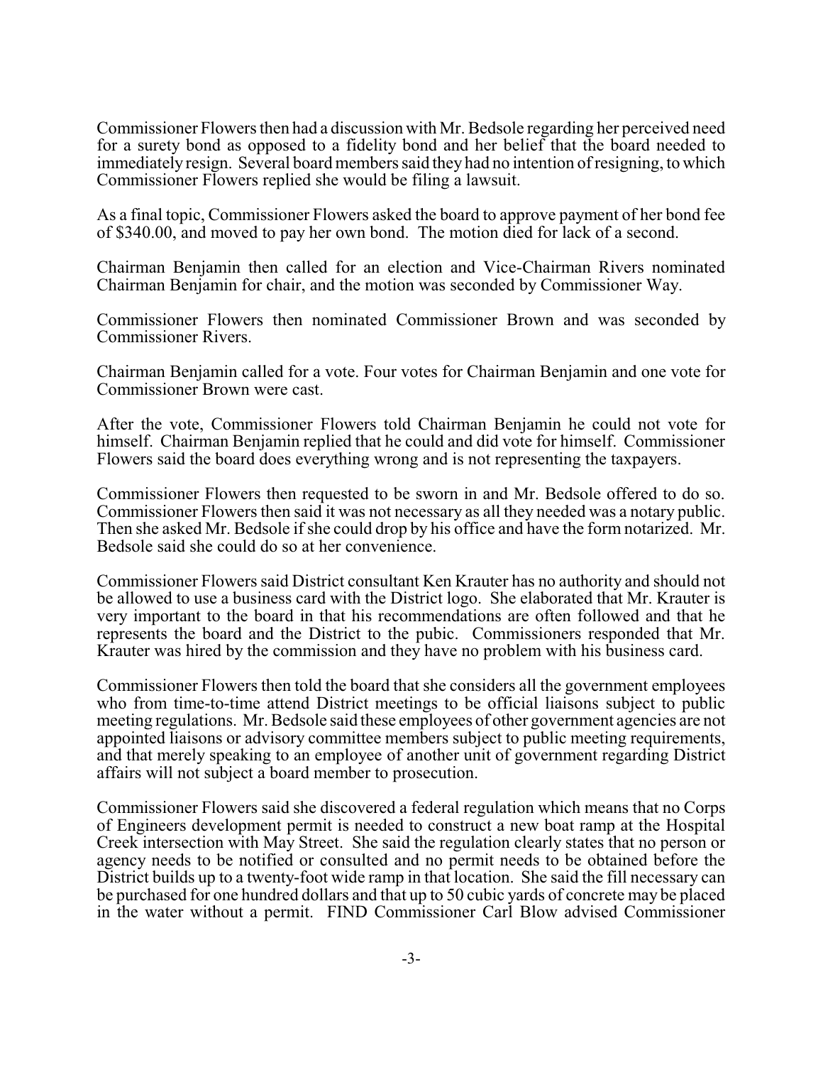Commissioner Flowers then had a discussion with Mr. Bedsole regarding her perceived need for a surety bond as opposed to a fidelity bond and her belief that the board needed to immediately resign. Several board members said they had no intention of resigning, to which Commissioner Flowers replied she would be filing a lawsuit.

As a final topic, Commissioner Flowers asked the board to approve payment of her bond fee of $340.00, and moved to pay her own bond. The motion died for lack of a second.

Chairman Benjamin then called for an election and Vice-Chairman Rivers nominated Chairman Benjamin for chair, and the motion was seconded by Commissioner Way.

Commissioner Flowers then nominated Commissioner Brown and was seconded by Commissioner Rivers.

Chairman Benjamin called for a vote. Four votes for Chairman Benjamin and one vote for Commissioner Brown were cast.

After the vote, Commissioner Flowers told Chairman Benjamin he could not vote for himself. Chairman Benjamin replied that he could and did vote for himself. Commissioner Flowers said the board does everything wrong and is not representing the taxpayers.

Commissioner Flowers then requested to be sworn in and Mr. Bedsole offered to do so. Commissioner Flowers then said it was not necessary as all they needed was a notary public. Then she asked Mr. Bedsole if she could drop by his office and have the form notarized. Mr. Bedsole said she could do so at her convenience.

Commissioner Flowers said District consultant Ken Krauter has no authority and should not be allowed to use a business card with the District logo. She elaborated that Mr. Krauter is very important to the board in that his recommendations are often followed and that he represents the board and the District to the pubic. Commissioners responded that Mr. Krauter was hired by the commission and they have no problem with his business card.

Commissioner Flowers then told the board that she considers all the government employees who from time-to-time attend District meetings to be official liaisons subject to public meeting regulations. Mr. Bedsole said these employees of other government agencies are not appointed liaisons or advisory committee members subject to public meeting requirements, and that merely speaking to an employee of another unit of government regarding District affairs will not subject a board member to prosecution.

Commissioner Flowers said she discovered a federal regulation which means that no Corps of Engineers development permit is needed to construct a new boat ramp at the Hospital Creek intersection with May Street. She said the regulation clearly states that no person or agency needs to be notified or consulted and no permit needs to be obtained before the District builds up to a twenty-foot wide ramp in that location. She said the fill necessary can be purchased for one hundred dollars and that up to 50 cubic yards of concrete may be placed in the water without a permit. FIND Commissioner Carl Blow advised Commissioner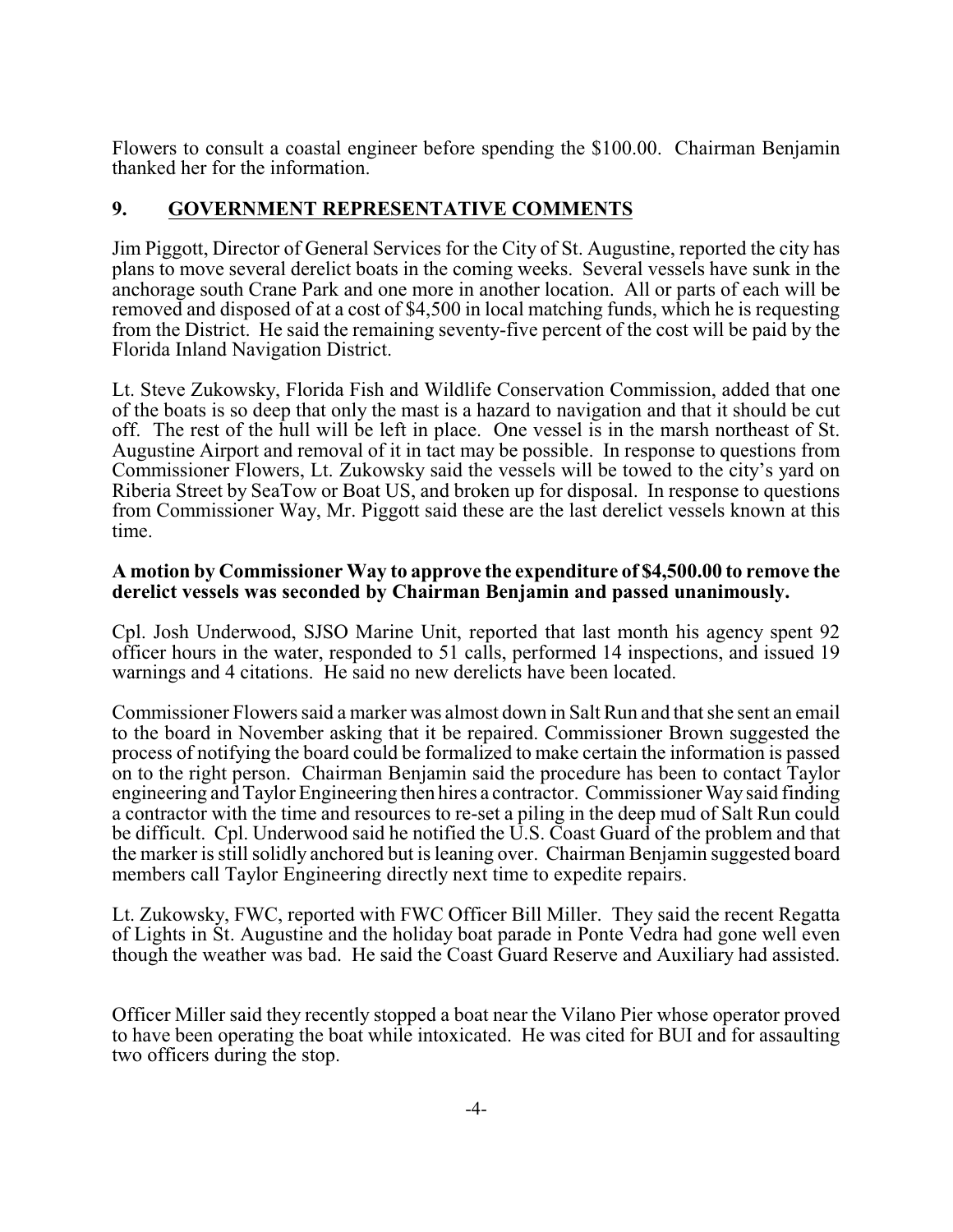Flowers to consult a coastal engineer before spending the $100.00. Chairman Benjamin thanked her for the information.

## 9. GOVERNMENT REPRESENTATIVE COMMENTS

Jim Piggott, Director of General Services for the City of St. Augustine, reported the city has plans to move several derelict boats in the coming weeks. Several vessels have sunk in the anchorage south Crane Park and one more in another location. All or parts of each will be removed and disposed of at a cost of $4,500 in local matching funds, which he is requesting from the District. He said the remaining seventy-five percent of the cost will be paid by the Florida Inland Navigation District.

Lt. Steve Zukowsky, Florida Fish and Wildlife Conservation Commission, added that one of the boats is so deep that only the mast is a hazard to navigation and that it should be cut off. The rest of the hull will be left in place. One vessel is in the marsh northeast of St. Augustine Airport and removal of it in tact may be possible. In response to questions from Commissioner Flowers, Lt. Zukowsky said the vessels will be towed to the city's yard on Riberia Street by SeaTow or Boat US, and broken up for disposal. In response to questions from Commissioner Way, Mr. Piggott said these are the last derelict vessels known at this time.

**A motion by Commissioner Way to approve the expenditure of $4,500.00 to remove the derelict vessels was seconded by Chairman Benjamin and passed unanimously.**

Cpl. Josh Underwood, SJSO Marine Unit, reported that last month his agency spent 92 officer hours in the water, responded to 51 calls, performed 14 inspections, and issued 19 warnings and 4 citations. He said no new derelicts have been located.

Commissioner Flowers said a marker was almost down in Salt Run and that she sent an email to the board in November asking that it be repaired. Commissioner Brown suggested the process of notifying the board could be formalized to make certain the information is passed on to the right person. Chairman Benjamin said the procedure has been to contact Taylor engineering and Taylor Engineering then hires a contractor. Commissioner Way said finding a contractor with the time and resources to re-set a piling in the deep mud of Salt Run could be difficult. Cpl. Underwood said he notified the U.S. Coast Guard of the problem and that the marker is still solidly anchored but is leaning over. Chairman Benjamin suggested board members call Taylor Engineering directly next time to expedite repairs.

Lt. Zukowsky, FWC, reported with FWC Officer Bill Miller. They said the recent Regatta of Lights in St. Augustine and the holiday boat parade in Ponte Vedra had gone well even though the weather was bad. He said the Coast Guard Reserve and Auxiliary had assisted.

Officer Miller said they recently stopped a boat near the Vilano Pier whose operator proved to have been operating the boat while intoxicated. He was cited for BUI and for assaulting two officers during the stop.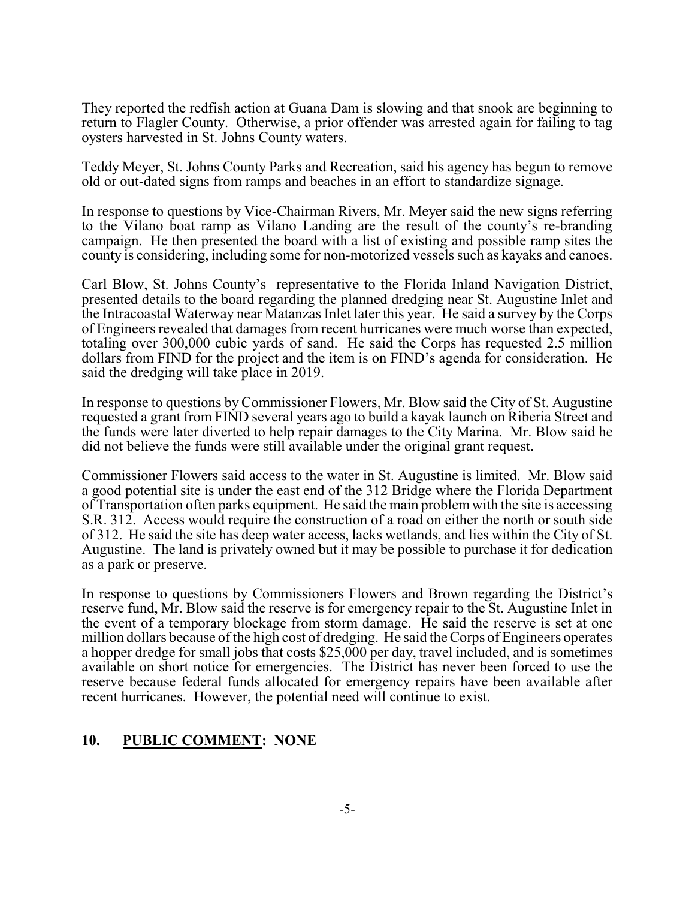They reported the redfish action at Guana Dam is slowing and that snook are beginning to return to Flagler County. Otherwise, a prior offender was arrested again for failing to tag oysters harvested in St. Johns County waters.

Teddy Meyer, St. Johns County Parks and Recreation, said his agency has begun to remove old or out-dated signs from ramps and beaches in an effort to standardize signage.

In response to questions by Vice-Chairman Rivers, Mr. Meyer said the new signs referring to the Vilano boat ramp as Vilano Landing are the result of the county's re-branding campaign. He then presented the board with a list of existing and possible ramp sites the county is considering, including some for non-motorized vessels such as kayaks and canoes.

Carl Blow, St. Johns County's representative to the Florida Inland Navigation District, presented details to the board regarding the planned dredging near St. Augustine Inlet and the Intracoastal Waterway near Matanzas Inlet later this year. He said a survey by the Corps of Engineers revealed that damages from recent hurricanes were much worse than expected, totaling over 300,000 cubic yards of sand. He said the Corps has requested 2.5 million dollars from FIND for the project and the item is on FIND's agenda for consideration. He said the dredging will take place in 2019.

In response to questions by Commissioner Flowers, Mr. Blow said the City of St. Augustine requested a grant from FIND several years ago to build a kayak launch on Riberia Street and the funds were later diverted to help repair damages to the City Marina. Mr. Blow said he did not believe the funds were still available under the original grant request.

Commissioner Flowers said access to the water in St. Augustine is limited. Mr. Blow said a good potential site is under the east end of the 312 Bridge where the Florida Department of Transportation often parks equipment. He said the main problem with the site is accessing S.R. 312. Access would require the construction of a road on either the north or south side of 312. He said the site has deep water access, lacks wetlands, and lies within the City of St. Augustine. The land is privately owned but it may be possible to purchase it for dedication as a park or preserve.

In response to questions by Commissioners Flowers and Brown regarding the District's reserve fund, Mr. Blow said the reserve is for emergency repair to the St. Augustine Inlet in the event of a temporary blockage from storm damage. He said the reserve is set at one million dollars because of the high cost of dredging. He said the Corps of Engineers operates a hopper dredge for small jobs that costs $25,000 per day, travel included, and is sometimes available on short notice for emergencies. The District has never been forced to use the reserve because federal funds allocated for emergency repairs have been available after recent hurricanes. However, the potential need will continue to exist.

## 10. **PUBLIC COMMENT: NONE**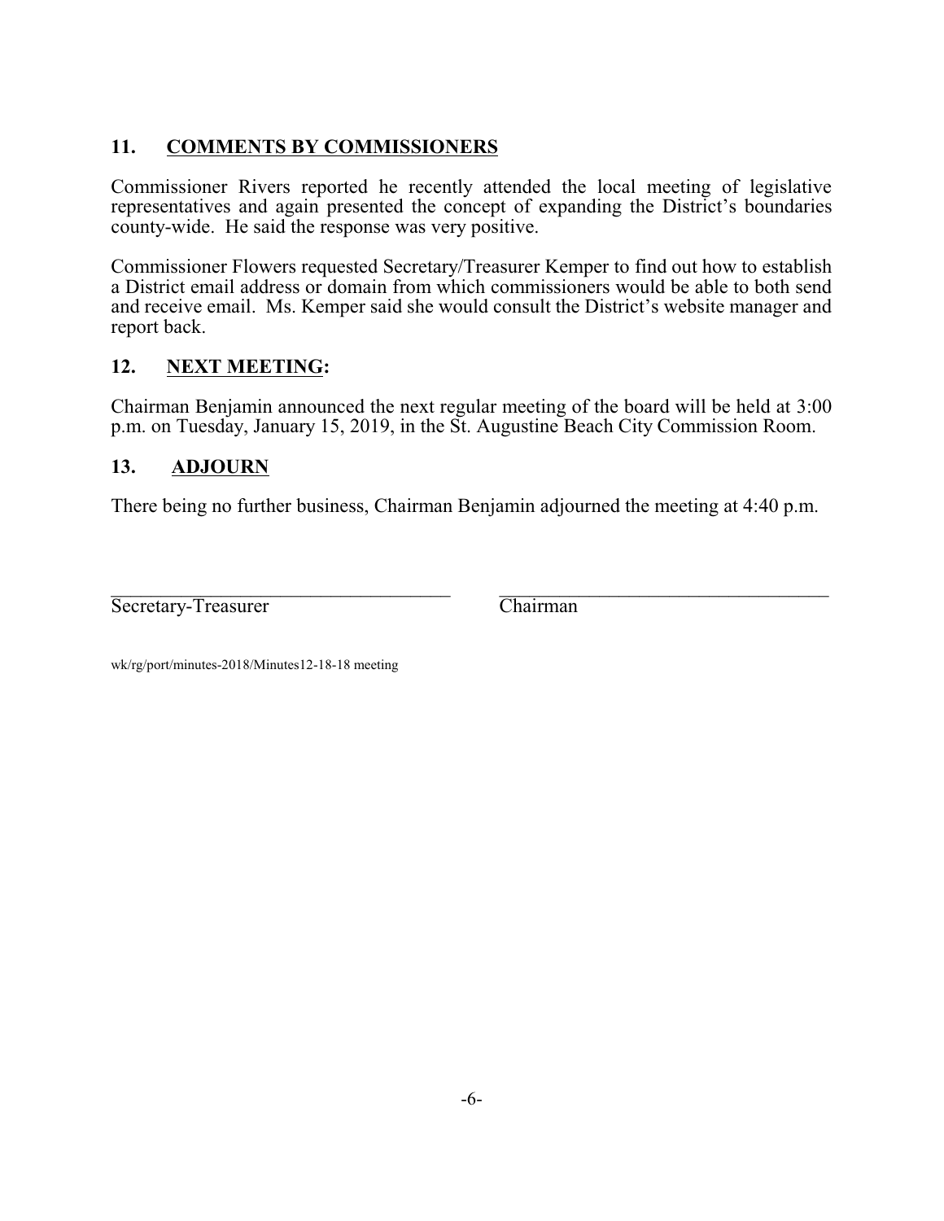## 11. COMMENTS BY COMMISSIONERS

Commissioner Rivers reported he recently attended the local meeting of legislative representatives and again presented the concept of expanding the District's boundaries county-wide. He said the response was very positive.

Commissioner Flowers requested Secretary/Treasurer Kemper to find out how to establish a District email address or domain from which commissioners would be able to both send and receive email. Ms. Kemper said she would consult the District's website manager and report back.

## 12. NEXT MEETING:

Chairman Benjamin announced the next regular meeting of the board will be held at 3:00 p.m. on Tuesday, January 15, 2019, in the St. Augustine Beach City Commission Room.

## 13. ADJOURN

There being no further business, Chairman Benjamin adjourned the meeting at 4:40 p.m.

___________________________________ ___________________________________

Secretary-Treasurer Chairman

wk/rg/port/minutes-2018/Minutes12-18-18 meeting